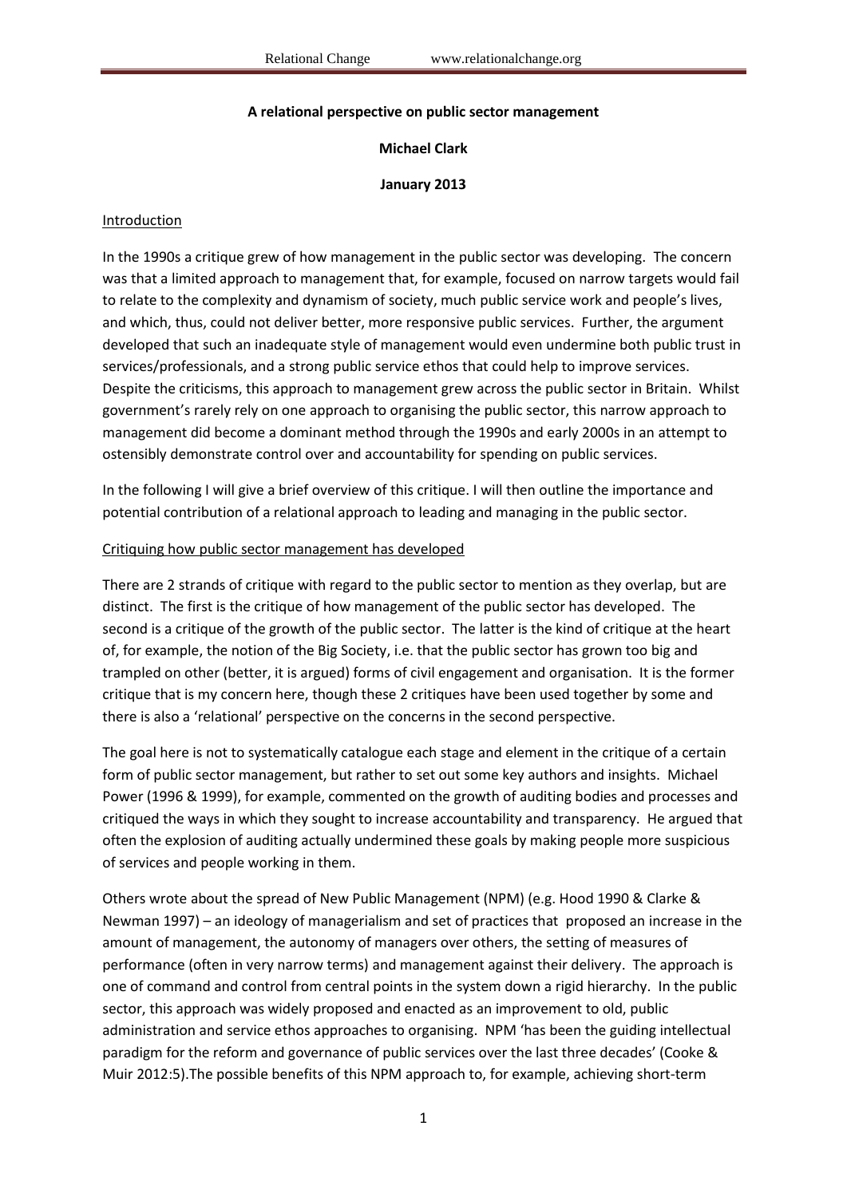**A relational perspective on public sector management**

**Michael Clark**

**January 2013**

Introduction

In the 1990s a critique grew of how management in the public sector was developing. The concern was that a limited approach to management that, for example, focused on narrow targets would fail to relate to the complexity and dynamism of society, much public service work and people's lives, and which, thus, could not deliver better, more responsive public services. Further, the argument developed that such an inadequate style of management would even undermine both public trust in services/professionals, and a strong public service ethos that could help to improve services. Despite the criticisms, this approach to management grew across the public sector in Britain. Whilst government's rarely rely on one approach to organising the public sector, this narrow approach to management did become a dominant method through the 1990s and early 2000s in an attempt to ostensibly demonstrate control over and accountability for spending on public services.

In the following I will give a brief overview of this critique. I will then outline the importance and potential contribution of a relational approach to leading and managing in the public sector.

Critiquing how public sector management has developed

There are 2 strands of critique with regard to the public sector to mention as they overlap, but are distinct. The first is the critique of how management of the public sector has developed. The second is a critique of the growth of the public sector. The latter is the kind of critique at the heart of, for example, the notion of the Big Society, i.e. that the public sector has grown too big and trampled on other (better, it is argued) forms of civil engagement and organisation. It is the former critique that is my concern here, though these 2 critiques have been used together by some and there is also a 'relational' perspective on the concerns in the second perspective.

The goal here is not to systematically catalogue each stage and element in the critique of a certain form of public sector management, but rather to set out some key authors and insights. Michael Power (1996 & 1999), for example, commented on the growth of auditing bodies and processes and critiqued the ways in which they sought to increase accountability and transparency. He argued that often the explosion of auditing actually undermined these goals by making people more suspicious of services and people working in them.

Others wrote about the spread of New Public Management (NPM) (e.g. Hood 1990 & Clarke & Newman 1997) – an ideology of managerialism and set of practices that proposed an increase in the amount of management, the autonomy of managers over others, the setting of measures of performance (often in very narrow terms) and management against their delivery. The approach is one of command and control from central points in the system down a rigid hierarchy. In the public sector, this approach was widely proposed and enacted as an improvement to old, public administration and service ethos approaches to organising. NPM 'has been the guiding intellectual paradigm for the reform and governance of public services over the last three decades' (Cooke & Muir 2012:5).The possible benefits of this NPM approach to, for example, achieving short-term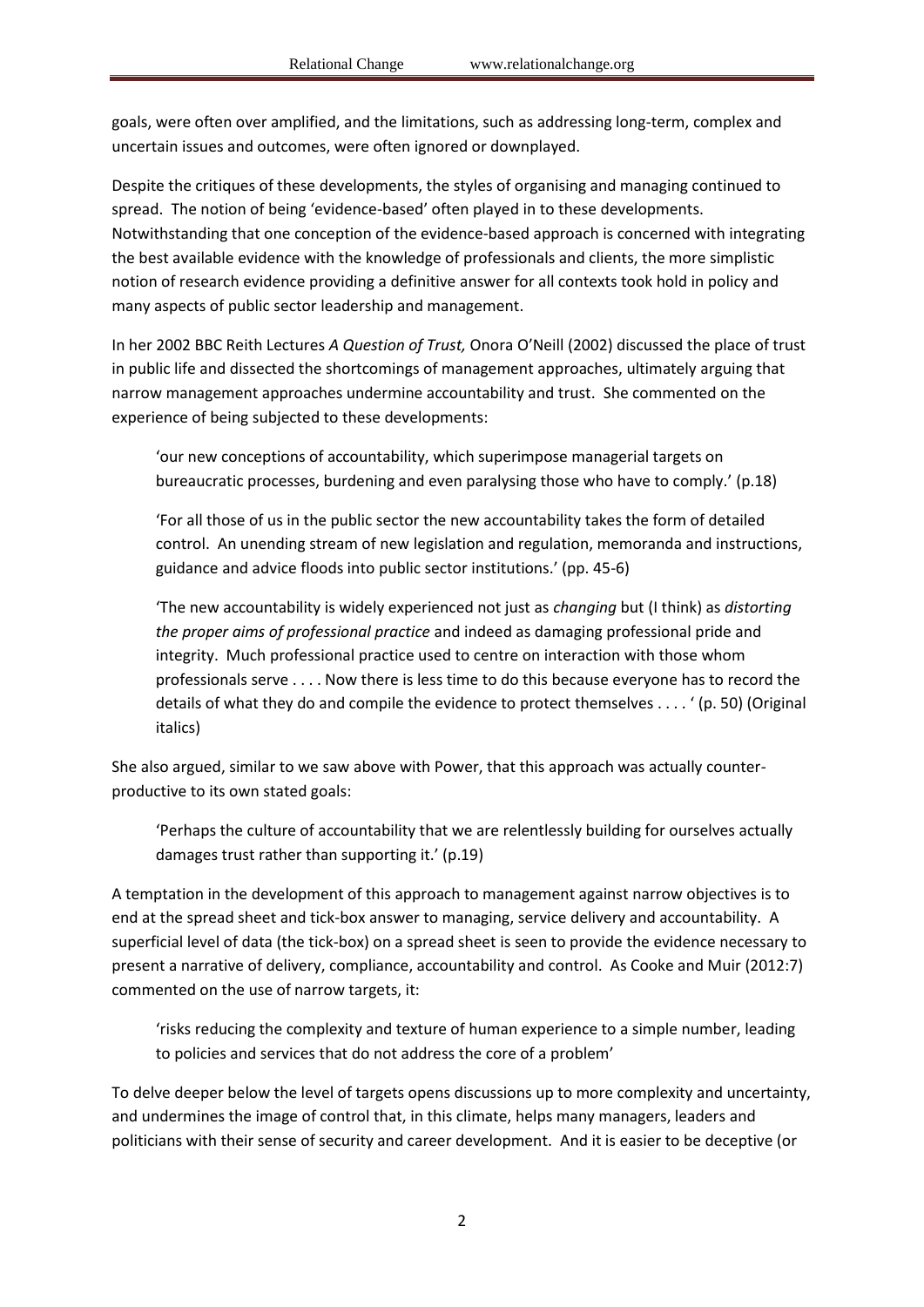goals, were often over amplified, and the limitations, such as addressing long-term, complex and uncertain issues and outcomes, were often ignored or downplayed.

Despite the critiques of these developments, the styles of organising and managing continued to spread. The notion of being 'evidence-based' often played in to these developments. Notwithstanding that one conception of the evidence-based approach is concerned with integrating the best available evidence with the knowledge of professionals and clients, the more simplistic notion of research evidence providing a definitive answer for all contexts took hold in policy and many aspects of public sector leadership and management.

In her 2002 BBC Reith Lectures *A Question of Trust,* Onora O'Neill (2002) discussed the place of trust in public life and dissected the shortcomings of management approaches, ultimately arguing that narrow management approaches undermine accountability and trust. She commented on the experience of being subjected to these developments:

> 'our new conceptions of accountability, which superimpose managerial targets on bureaucratic processes, burdening and even paralysing those who have to comply.' (p.18)

> 'For all those of us in the public sector the new accountability takes the form of detailed control. An unending stream of new legislation and regulation, memoranda and instructions, guidance and advice floods into public sector institutions.' (pp. 45-6)

> 'The new accountability is widely experienced not just as *changing* but (I think) as *distorting the proper aims of professional practice* and indeed as damaging professional pride and integrity. Much professional practice used to centre on interaction with those whom professionals serve . . . . Now there is less time to do this because everyone has to record the details of what they do and compile the evidence to protect themselves . . . . ' (p. 50) (Original italics)

She also argued, similar to we saw above with Power, that this approach was actually counter-productive to its own stated goals:

> 'Perhaps the culture of accountability that we are relentlessly building for ourselves actually damages trust rather than supporting it.' (p.19)

A temptation in the development of this approach to management against narrow objectives is to end at the spread sheet and tick-box answer to managing, service delivery and accountability. A superficial level of data (the tick-box) on a spread sheet is seen to provide the evidence necessary to present a narrative of delivery, compliance, accountability and control. As Cooke and Muir (2012:7) commented on the use of narrow targets, it:

> 'risks reducing the complexity and texture of human experience to a simple number, leading to policies and services that do not address the core of a problem'

To delve deeper below the level of targets opens discussions up to more complexity and uncertainty, and undermines the image of control that, in this climate, helps many managers, leaders and politicians with their sense of security and career development. And it is easier to be deceptive (or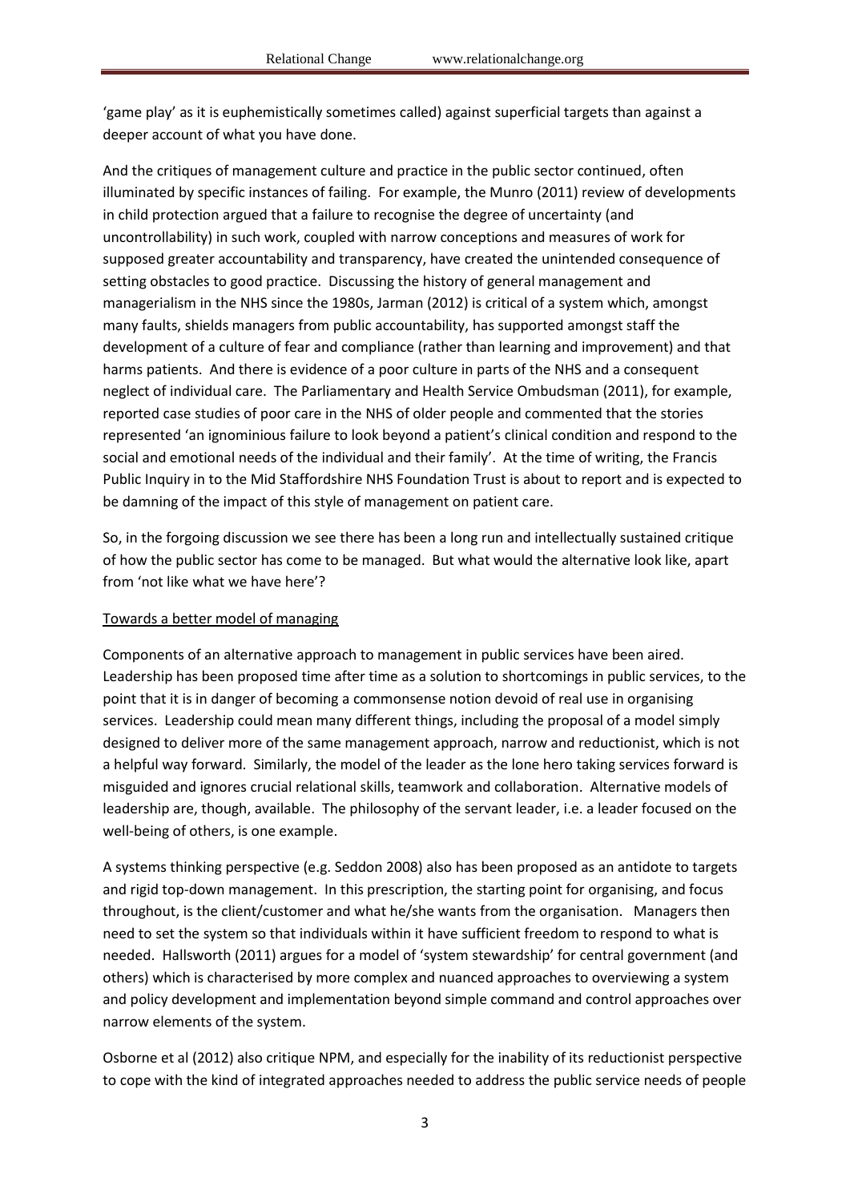'game play' as it is euphemistically sometimes called) against superficial targets than against a deeper account of what you have done.

And the critiques of management culture and practice in the public sector continued, often illuminated by specific instances of failing. For example, the Munro (2011) review of developments in child protection argued that a failure to recognise the degree of uncertainty (and uncontrollability) in such work, coupled with narrow conceptions and measures of work for supposed greater accountability and transparency, have created the unintended consequence of setting obstacles to good practice. Discussing the history of general management and managerialism in the NHS since the 1980s, Jarman (2012) is critical of a system which, amongst many faults, shields managers from public accountability, has supported amongst staff the development of a culture of fear and compliance (rather than learning and improvement) and that harms patients. And there is evidence of a poor culture in parts of the NHS and a consequent neglect of individual care. The Parliamentary and Health Service Ombudsman (2011), for example, reported case studies of poor care in the NHS of older people and commented that the stories represented 'an ignominious failure to look beyond a patient's clinical condition and respond to the social and emotional needs of the individual and their family'. At the time of writing, the Francis Public Inquiry in to the Mid Staffordshire NHS Foundation Trust is about to report and is expected to be damning of the impact of this style of management on patient care.

So, in the forgoing discussion we see there has been a long run and intellectually sustained critique of how the public sector has come to be managed. But what would the alternative look like, apart from 'not like what we have here'?

## Towards a better model of managing

Components of an alternative approach to management in public services have been aired. Leadership has been proposed time after time as a solution to shortcomings in public services, to the point that it is in danger of becoming a commonsense notion devoid of real use in organising services. Leadership could mean many different things, including the proposal of a model simply designed to deliver more of the same management approach, narrow and reductionist, which is not a helpful way forward. Similarly, the model of the leader as the lone hero taking services forward is misguided and ignores crucial relational skills, teamwork and collaboration. Alternative models of leadership are, though, available. The philosophy of the servant leader, i.e. a leader focused on the well-being of others, is one example.

A systems thinking perspective (e.g. Seddon 2008) also has been proposed as an antidote to targets and rigid top-down management. In this prescription, the starting point for organising, and focus throughout, is the client/customer and what he/she wants from the organisation. Managers then need to set the system so that individuals within it have sufficient freedom to respond to what is needed. Hallsworth (2011) argues for a model of 'system stewardship' for central government (and others) which is characterised by more complex and nuanced approaches to overviewing a system and policy development and implementation beyond simple command and control approaches over narrow elements of the system.

Osborne et al (2012) also critique NPM, and especially for the inability of its reductionist perspective to cope with the kind of integrated approaches needed to address the public service needs of people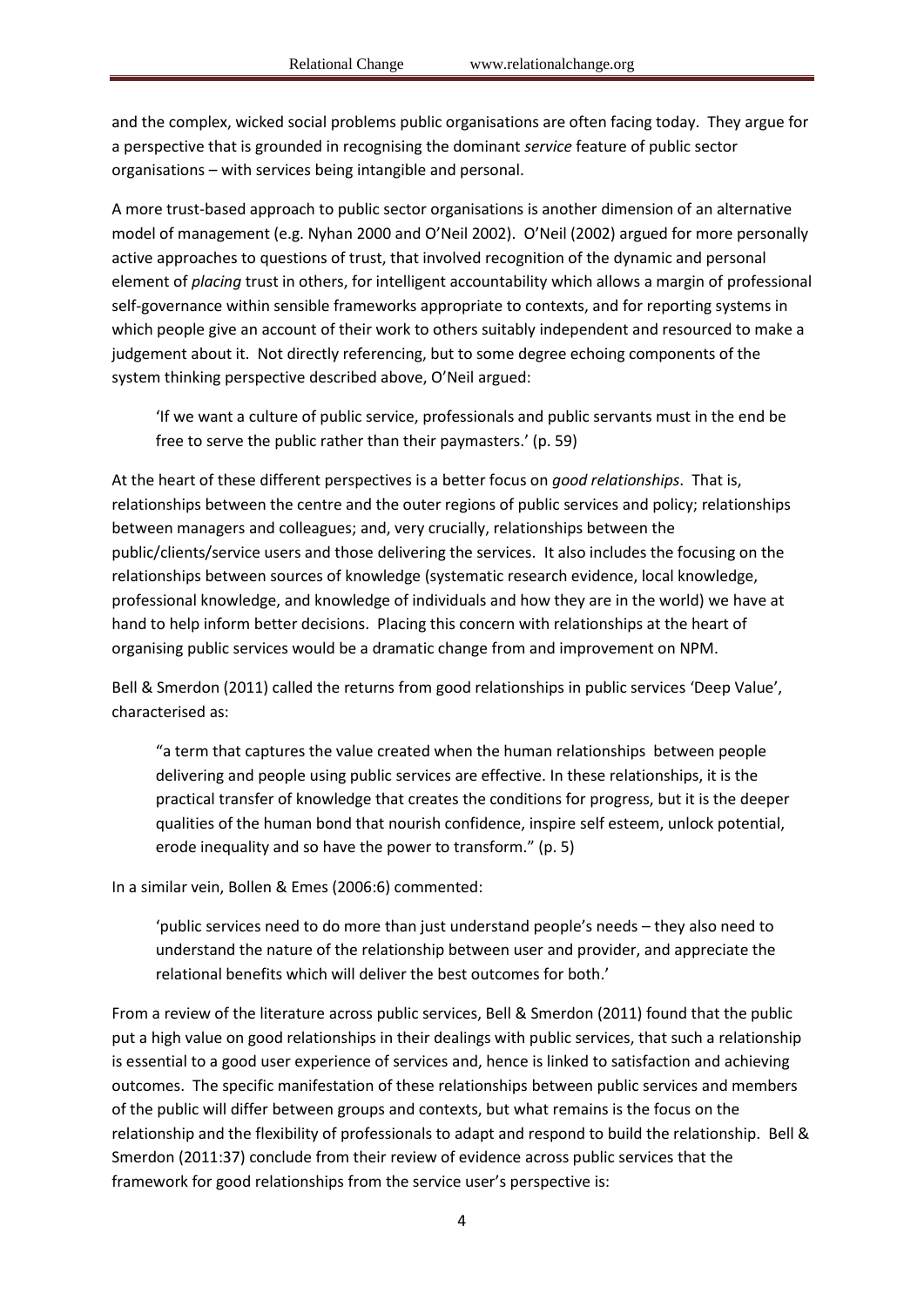and the complex, wicked social problems public organisations are often facing today. They argue for a perspective that is grounded in recognising the dominant *service* feature of public sector organisations – with services being intangible and personal.

A more trust-based approach to public sector organisations is another dimension of an alternative model of management (e.g. Nyhan 2000 and O'Neil 2002). O'Neil (2002) argued for more personally active approaches to questions of trust, that involved recognition of the dynamic and personal element of *placing* trust in others, for intelligent accountability which allows a margin of professional self-governance within sensible frameworks appropriate to contexts, and for reporting systems in which people give an account of their work to others suitably independent and resourced to make a judgement about it. Not directly referencing, but to some degree echoing components of the system thinking perspective described above, O'Neil argued:

> 'If we want a culture of public service, professionals and public servants must in the end be free to serve the public rather than their paymasters.' (p. 59)

At the heart of these different perspectives is a better focus on *good relationships*. That is, relationships between the centre and the outer regions of public services and policy; relationships between managers and colleagues; and, very crucially, relationships between the public/clients/service users and those delivering the services. It also includes the focusing on the relationships between sources of knowledge (systematic research evidence, local knowledge, professional knowledge, and knowledge of individuals and how they are in the world) we have at hand to help inform better decisions. Placing this concern with relationships at the heart of organising public services would be a dramatic change from and improvement on NPM.

Bell & Smerdon (2011) called the returns from good relationships in public services 'Deep Value', characterised as:

> "a term that captures the value created when the human relationships between people delivering and people using public services are effective. In these relationships, it is the practical transfer of knowledge that creates the conditions for progress, but it is the deeper qualities of the human bond that nourish confidence, inspire self esteem, unlock potential, erode inequality and so have the power to transform." (p. 5)

In a similar vein, Bollen & Emes (2006:6) commented:

> 'public services need to do more than just understand people's needs – they also need to understand the nature of the relationship between user and provider, and appreciate the relational benefits which will deliver the best outcomes for both.'

From a review of the literature across public services, Bell & Smerdon (2011) found that the public put a high value on good relationships in their dealings with public services, that such a relationship is essential to a good user experience of services and, hence is linked to satisfaction and achieving outcomes. The specific manifestation of these relationships between public services and members of the public will differ between groups and contexts, but what remains is the focus on the relationship and the flexibility of professionals to adapt and respond to build the relationship. Bell & Smerdon (2011:37) conclude from their review of evidence across public services that the framework for good relationships from the service user's perspective is: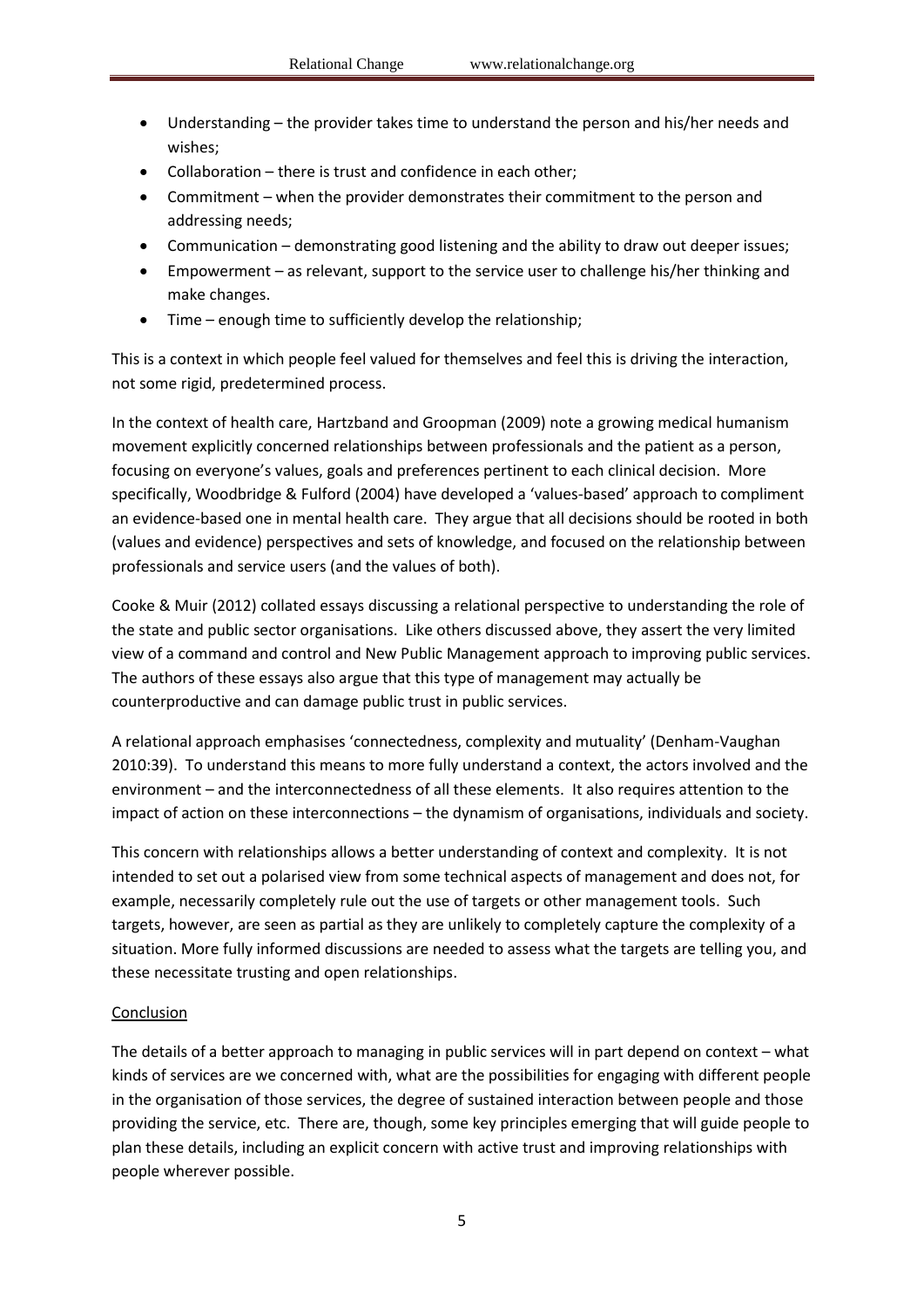- Understanding – the provider takes time to understand the person and his/her needs and wishes;
- Collaboration – there is trust and confidence in each other;
- Commitment – when the provider demonstrates their commitment to the person and addressing needs;
- Communication – demonstrating good listening and the ability to draw out deeper issues;
- Empowerment – as relevant, support to the service user to challenge his/her thinking and make changes.
- Time – enough time to sufficiently develop the relationship;

This is a context in which people feel valued for themselves and feel this is driving the interaction, not some rigid, predetermined process.

In the context of health care, Hartzband and Groopman (2009) note a growing medical humanism movement explicitly concerned relationships between professionals and the patient as a person, focusing on everyone's values, goals and preferences pertinent to each clinical decision. More specifically, Woodbridge & Fulford (2004) have developed a 'values-based' approach to compliment an evidence-based one in mental health care. They argue that all decisions should be rooted in both (values and evidence) perspectives and sets of knowledge, and focused on the relationship between professionals and service users (and the values of both).

Cooke & Muir (2012) collated essays discussing a relational perspective to understanding the role of the state and public sector organisations. Like others discussed above, they assert the very limited view of a command and control and New Public Management approach to improving public services. The authors of these essays also argue that this type of management may actually be counterproductive and can damage public trust in public services.

A relational approach emphasises 'connectedness, complexity and mutuality' (Denham-Vaughan 2010:39). To understand this means to more fully understand a context, the actors involved and the environment – and the interconnectedness of all these elements. It also requires attention to the impact of action on these interconnections – the dynamism of organisations, individuals and society.

This concern with relationships allows a better understanding of context and complexity. It is not intended to set out a polarised view from some technical aspects of management and does not, for example, necessarily completely rule out the use of targets or other management tools. Such targets, however, are seen as partial as they are unlikely to completely capture the complexity of a situation. More fully informed discussions are needed to assess what the targets are telling you, and these necessitate trusting and open relationships.

## Conclusion

The details of a better approach to managing in public services will in part depend on context – what kinds of services are we concerned with, what are the possibilities for engaging with different people in the organisation of those services, the degree of sustained interaction between people and those providing the service, etc. There are, though, some key principles emerging that will guide people to plan these details, including an explicit concern with active trust and improving relationships with people wherever possible.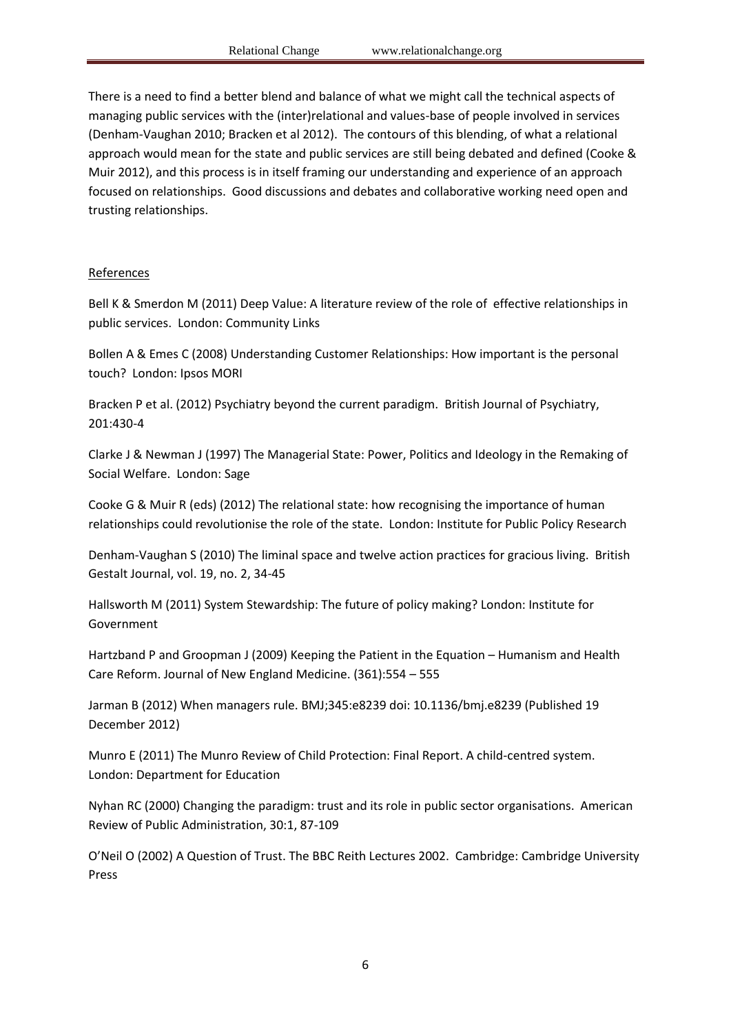There is a need to find a better blend and balance of what we might call the technical aspects of managing public services with the (inter)relational and values-base of people involved in services (Denham-Vaughan 2010; Bracken et al 2012). The contours of this blending, of what a relational approach would mean for the state and public services are still being debated and defined (Cooke & Muir 2012), and this process is in itself framing our understanding and experience of an approach focused on relationships. Good discussions and debates and collaborative working need open and trusting relationships.

## References

Bell K & Smerdon M (2011) Deep Value: A literature review of the role of effective relationships in public services. London: Community Links

Bollen A & Emes C (2008) Understanding Customer Relationships: How important is the personal touch? London: Ipsos MORI

Bracken P et al. (2012) Psychiatry beyond the current paradigm. British Journal of Psychiatry, 201:430-4

Clarke J & Newman J (1997) The Managerial State: Power, Politics and Ideology in the Remaking of Social Welfare. London: Sage

Cooke G & Muir R (eds) (2012) The relational state: how recognising the importance of human relationships could revolutionise the role of the state. London: Institute for Public Policy Research

Denham-Vaughan S (2010) The liminal space and twelve action practices for gracious living. British Gestalt Journal, vol. 19, no. 2, 34-45

Hallsworth M (2011) System Stewardship: The future of policy making? London: Institute for Government

Hartzband P and Groopman J (2009) Keeping the Patient in the Equation – Humanism and Health Care Reform. Journal of New England Medicine. (361):554 – 555

Jarman B (2012) When managers rule. BMJ;345:e8239 doi: 10.1136/bmj.e8239 (Published 19 December 2012)

Munro E (2011) The Munro Review of Child Protection: Final Report. A child-centred system. London: Department for Education

Nyhan RC (2000) Changing the paradigm: trust and its role in public sector organisations. American Review of Public Administration, 30:1, 87-109

O'Neil O (2002) A Question of Trust. The BBC Reith Lectures 2002. Cambridge: Cambridge University Press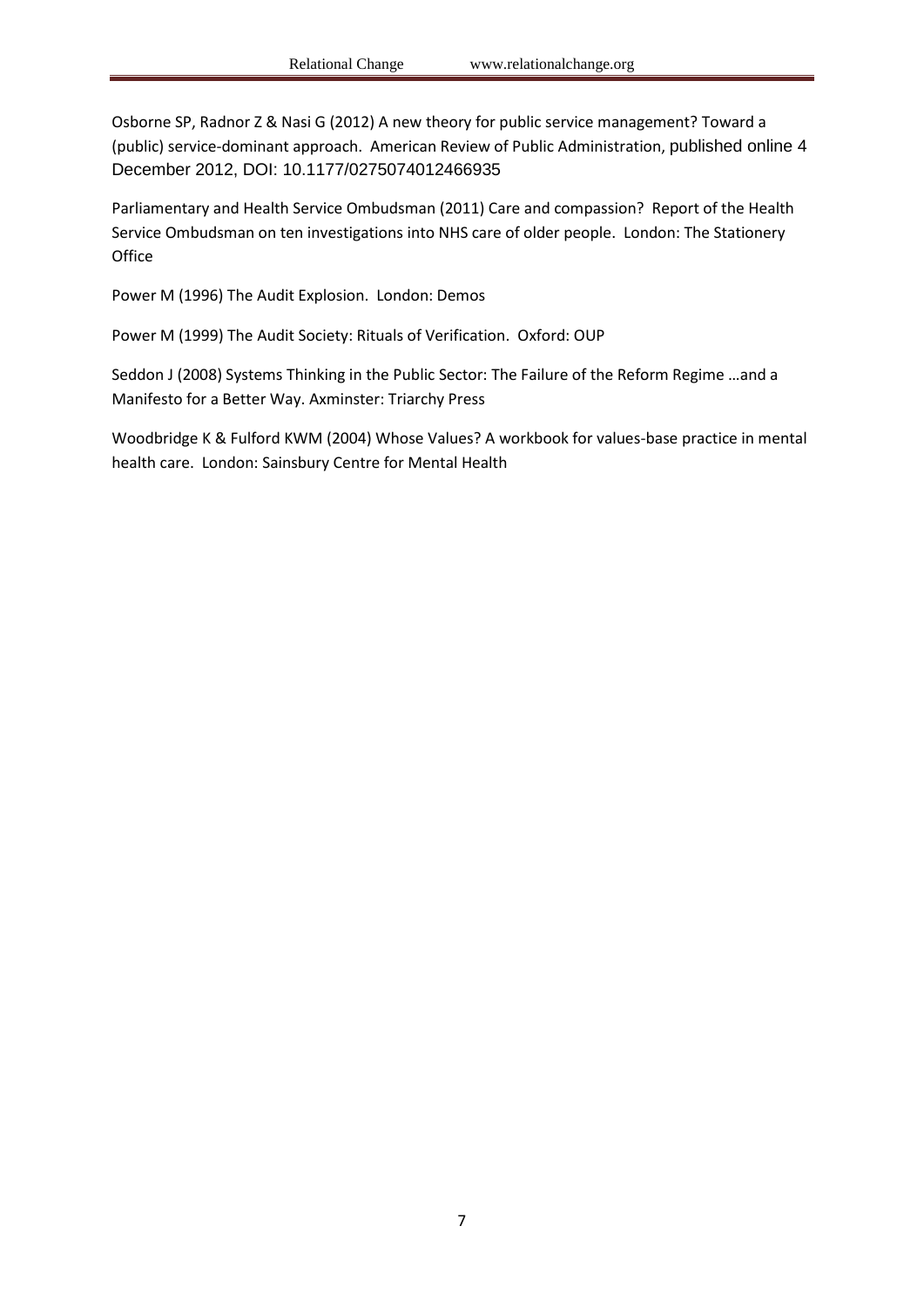Osborne SP, Radnor Z & Nasi G (2012) A new theory for public service management? Toward a (public) service-dominant approach. American Review of Public Administration, published online 4 December 2012, DOI: 10.1177/0275074012466935

Parliamentary and Health Service Ombudsman (2011) Care and compassion? Report of the Health Service Ombudsman on ten investigations into NHS care of older people. London: The Stationery Office

Power M (1996) The Audit Explosion. London: Demos

Power M (1999) The Audit Society: Rituals of Verification. Oxford: OUP

Seddon J (2008) Systems Thinking in the Public Sector: The Failure of the Reform Regime …and a Manifesto for a Better Way. Axminster: Triarchy Press

Woodbridge K & Fulford KWM (2004) Whose Values? A workbook for values-base practice in mental health care. London: Sainsbury Centre for Mental Health